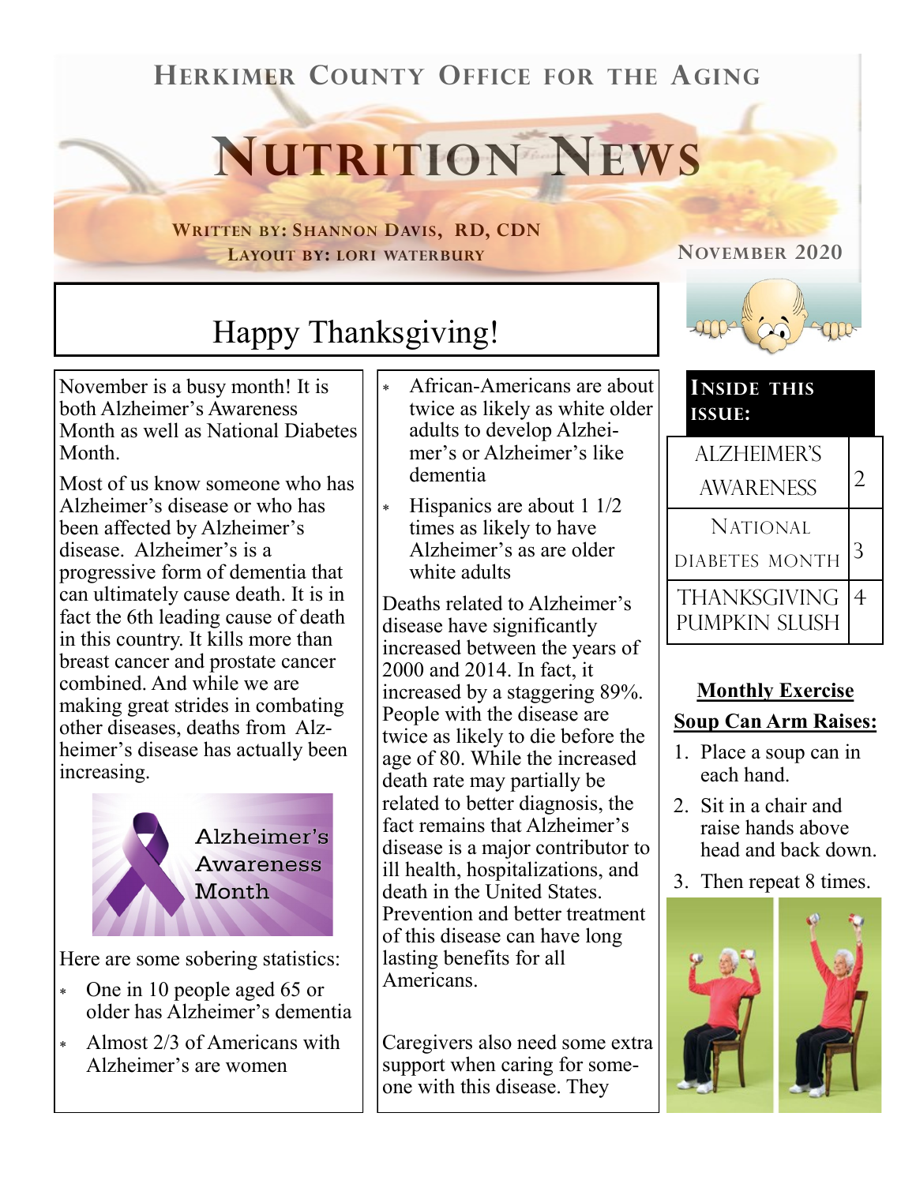# Herkimer County Office for the Aging

# Nutrition News

**Written by: Shannon Davis, RD, CDN**
**Layout by: Lori Waterbury**

**November 2020**

## Happy Thanksgiving!

November is a busy month! It is both Alzheimer's Awareness Month as well as National Diabetes Month.

Most of us know someone who has Alzheimer's disease or who has been affected by Alzheimer's disease. Alzheimer's is a progressive form of dementia that can ultimately cause death. It is in fact the 6th leading cause of death in this country. It kills more than breast cancer and prostate cancer combined. And while we are making great strides in combating other diseases, deaths from Alzheimer's disease has actually been increasing.

Alzheimer's Awareness Month

Here are some sobering statistics:

- One in 10 people aged 65 or older has Alzheimer's dementia
- Almost 2/3 of Americans with Alzheimer's are women
- African-Americans are about twice as likely as white older adults to develop Alzheimer's or Alzheimer's like dementia
- Hispanics are about 1 1/2 times as likely to have Alzheimer's as are older white adults

Deaths related to Alzheimer's disease have significantly increased between the years of 2000 and 2014. In fact, it increased by a staggering 89%. People with the disease are twice as likely to die before the age of 80. While the increased death rate may partially be related to better diagnosis, the fact remains that Alzheimer's disease is a major contributor to ill health, hospitalizations, and death in the United States. Prevention and better treatment of this disease can have long lasting benefits for all Americans.

Caregivers also need some extra support when caring for someone with this disease. They

**Inside this issue:**

| | |
|---|---|
| Alzheimer's Awareness | 2 |
| National Diabetes Month | 3 |
| Thanksgiving Pumpkin Slush | 4 |

**Monthly Exercise**

**Soup Can Arm Raises:**

1. Place a soup can in each hand.
2. Sit in a chair and raise hands above head and back down.
3. Then repeat 8 times.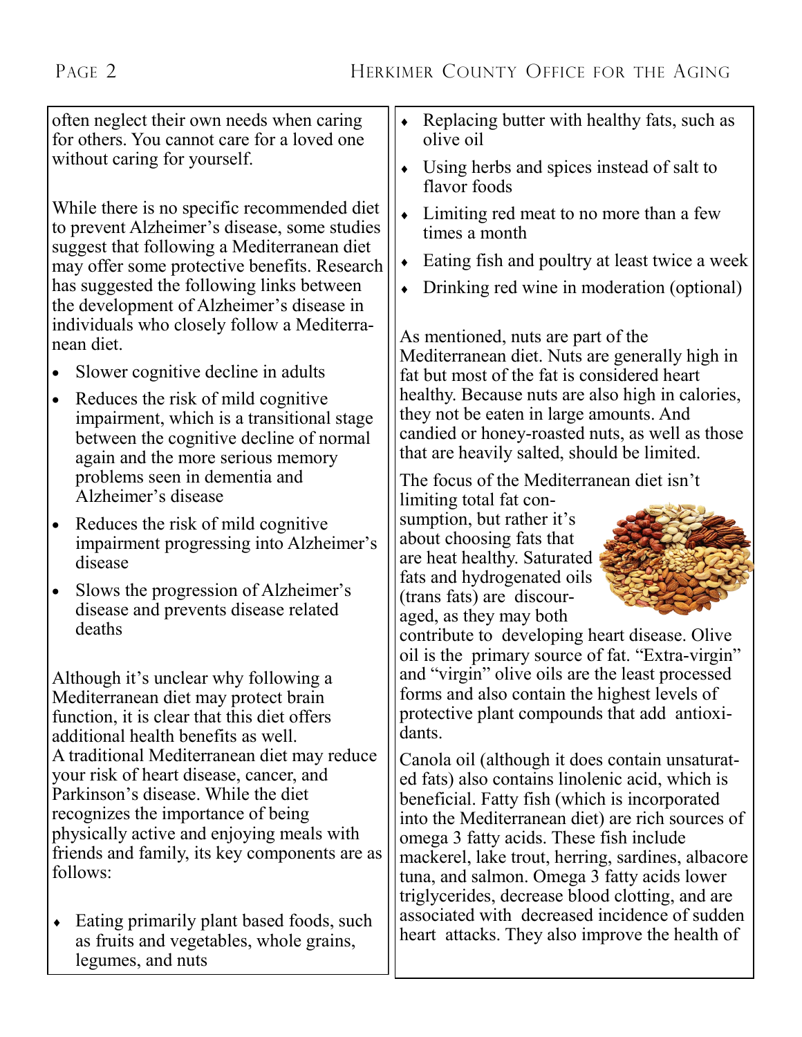often neglect their own needs when caring for others. You cannot care for a loved one without caring for yourself.

While there is no specific recommended diet to prevent Alzheimer's disease, some studies suggest that following a Mediterranean diet may offer some protective benefits. Research has suggested the following links between the development of Alzheimer's disease in individuals who closely follow a Mediterranean diet.

- Slower cognitive decline in adults
- Reduces the risk of mild cognitive impairment, which is a transitional stage between the cognitive decline of normal again and the more serious memory problems seen in dementia and Alzheimer's disease
- Reduces the risk of mild cognitive impairment progressing into Alzheimer's disease
- Slows the progression of Alzheimer's disease and prevents disease related deaths

Although it's unclear why following a Mediterranean diet may protect brain function, it is clear that this diet offers additional health benefits as well. A traditional Mediterranean diet may reduce your risk of heart disease, cancer, and Parkinson's disease. While the diet recognizes the importance of being physically active and enjoying meals with friends and family, its key components are as follows:

- Eating primarily plant based foods, such as fruits and vegetables, whole grains, legumes, and nuts
- Replacing butter with healthy fats, such as olive oil
- Using herbs and spices instead of salt to flavor foods
- Limiting red meat to no more than a few times a month
- Eating fish and poultry at least twice a week
- Drinking red wine in moderation (optional)

As mentioned, nuts are part of the Mediterranean diet. Nuts are generally high in fat but most of the fat is considered heart healthy. Because nuts are also high in calories, they not be eaten in large amounts. And candied or honey-roasted nuts, as well as those that are heavily salted, should be limited.

The focus of the Mediterranean diet isn't limiting total fat consumption, but rather it's about choosing fats that are heat healthy. Saturated fats and hydrogenated oils (trans fats) are discouraged, as they may both contribute to developing heart disease. Olive oil is the primary source of fat. "Extra-virgin" and "virgin" olive oils are the least processed forms and also contain the highest levels of protective plant compounds that add antioxidants.

Canola oil (although it does contain unsaturated fats) also contains linolenic acid, which is beneficial. Fatty fish (which is incorporated into the Mediterranean diet) are rich sources of omega 3 fatty acids. These fish include mackerel, lake trout, herring, sardines, albacore tuna, and salmon. Omega 3 fatty acids lower triglycerides, decrease blood clotting, and are associated with decreased incidence of sudden heart attacks. They also improve the health of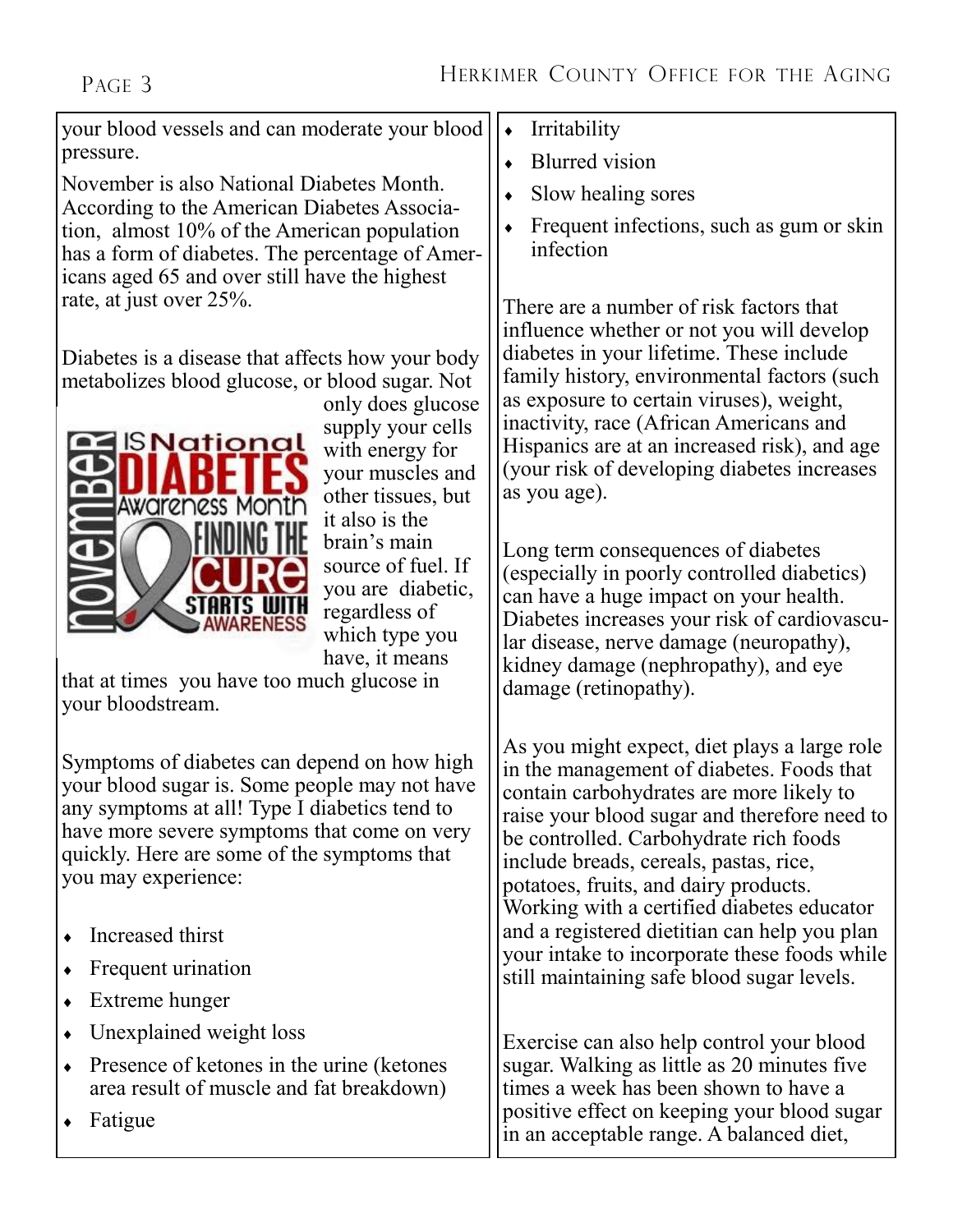your blood vessels and can moderate your blood pressure.

November is also National Diabetes Month. According to the American Diabetes Association, almost 10% of the American population has a form of diabetes. The percentage of Americans aged 65 and over still have the highest rate, at just over 25%.

Diabetes is a disease that affects how your body metabolizes blood glucose, or blood sugar. Not only does glucose supply your cells with energy for your muscles and other tissues, but it also is the brain's main source of fuel. If you are diabetic, regardless of which type you have, it means that at times you have too much glucose in your bloodstream.

Symptoms of diabetes can depend on how high your blood sugar is. Some people may not have any symptoms at all! Type I diabetics tend to have more severe symptoms that come on very quickly. Here are some of the symptoms that you may experience:

- Increased thirst
- Frequent urination
- Extreme hunger
- Unexplained weight loss
- Presence of ketones in the urine (ketones area result of muscle and fat breakdown)
- Fatigue
- Irritability
- Blurred vision
- Slow healing sores
- Frequent infections, such as gum or skin infection

There are a number of risk factors that influence whether or not you will develop diabetes in your lifetime. These include family history, environmental factors (such as exposure to certain viruses), weight, inactivity, race (African Americans and Hispanics are at an increased risk), and age (your risk of developing diabetes increases as you age).

Long term consequences of diabetes (especially in poorly controlled diabetics) can have a huge impact on your health. Diabetes increases your risk of cardiovascular disease, nerve damage (neuropathy), kidney damage (nephropathy), and eye damage (retinopathy).

As you might expect, diet plays a large role in the management of diabetes. Foods that contain carbohydrates are more likely to raise your blood sugar and therefore need to be controlled. Carbohydrate rich foods include breads, cereals, pastas, rice, potatoes, fruits, and dairy products. Working with a certified diabetes educator and a registered dietitian can help you plan your intake to incorporate these foods while still maintaining safe blood sugar levels.

Exercise can also help control your blood sugar. Walking as little as 20 minutes five times a week has been shown to have a positive effect on keeping your blood sugar in an acceptable range. A balanced diet,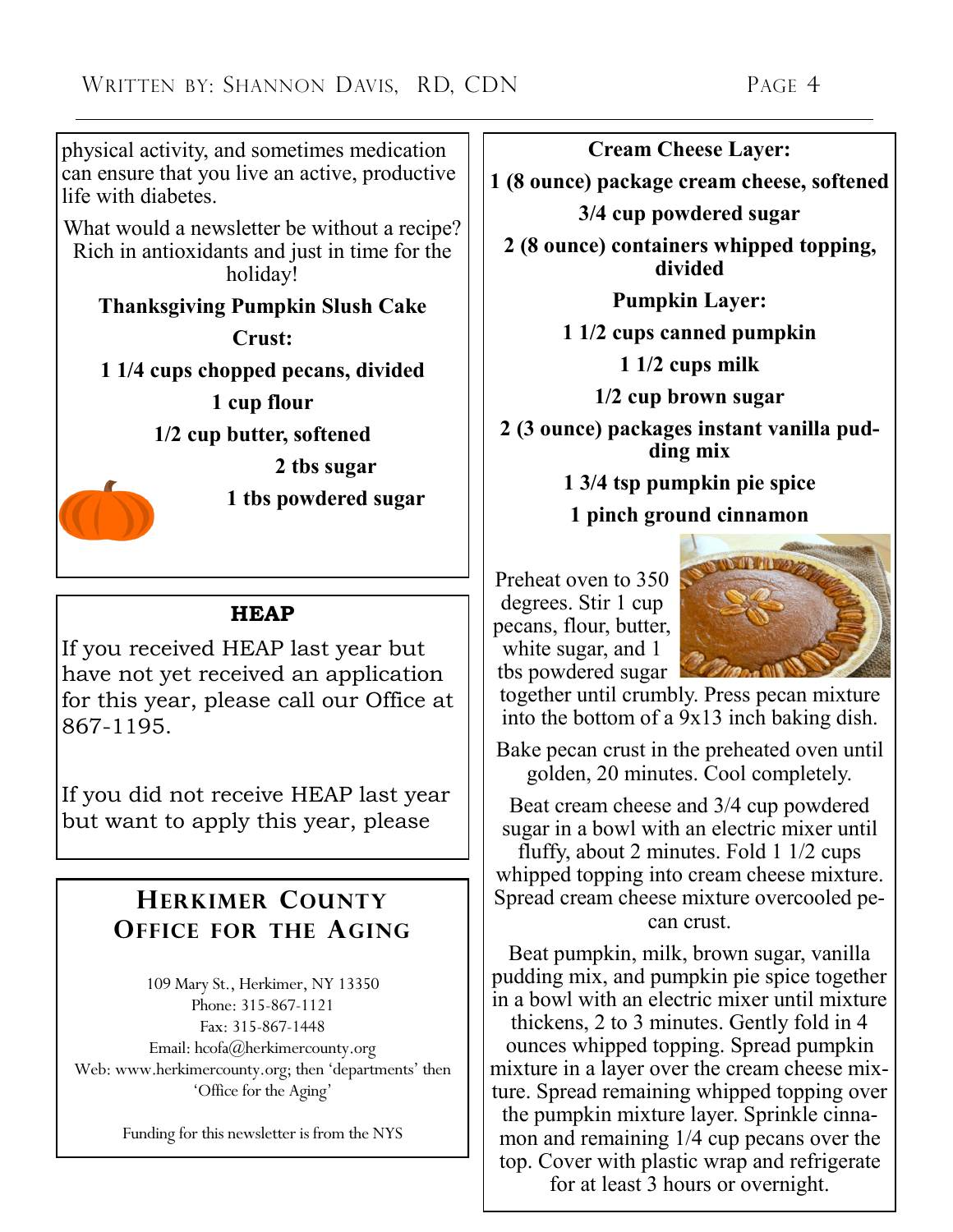physical activity, and sometimes medication can ensure that you live an active, productive life with diabetes.

What would a newsletter be without a recipe? Rich in antioxidants and just in time for the holiday!

**Thanksgiving Pumpkin Slush Cake**

**Crust:**

**1 1/4 cups chopped pecans, divided**

**1 cup flour**

**1/2 cup butter, softened**

**2 tbs sugar**

**1 tbs powdered sugar**

**Cream Cheese Layer:**

**1 (8 ounce) package cream cheese, softened**

**3/4 cup powdered sugar**

**2 (8 ounce) containers whipped topping, divided**

**Pumpkin Layer:**

**1 1/2 cups canned pumpkin**

**1 1/2 cups milk**

**1/2 cup brown sugar**

**2 (3 ounce) packages instant vanilla pudding mix**

**1 3/4 tsp pumpkin pie spice**

**1 pinch ground cinnamon**

Preheat oven to 350 degrees. Stir 1 cup pecans, flour, butter, white sugar, and 1 tbs powdered sugar together until crumbly. Press pecan mixture into the bottom of a 9x13 inch baking dish.

Bake pecan crust in the preheated oven until golden, 20 minutes. Cool completely.

Beat cream cheese and 3/4 cup powdered sugar in a bowl with an electric mixer until fluffy, about 2 minutes. Fold 1 1/2 cups whipped topping into cream cheese mixture. Spread cream cheese mixture overcooled pecan crust.

Beat pumpkin, milk, brown sugar, vanilla pudding mix, and pumpkin pie spice together in a bowl with an electric mixer until mixture thickens, 2 to 3 minutes. Gently fold in 4 ounces whipped topping. Spread pumpkin mixture in a layer over the cream cheese mixture. Spread remaining whipped topping over the pumpkin mixture layer. Sprinkle cinnamon and remaining 1/4 cup pecans over the top. Cover with plastic wrap and refrigerate for at least 3 hours or overnight.

## HEAP

If you received HEAP last year but have not yet received an application for this year, please call our Office at 867-1195.

If you did not receive HEAP last year but want to apply this year, please

## Herkimer County Office for the Aging

109 Mary St., Herkimer, NY 13350
Phone: 315-867-1121
Fax: 315-867-1448
Email: hcofa@herkimercounty.org
Web: www.herkimercounty.org; then 'departments' then 'Office for the Aging'

Funding for this newsletter is from the NYS